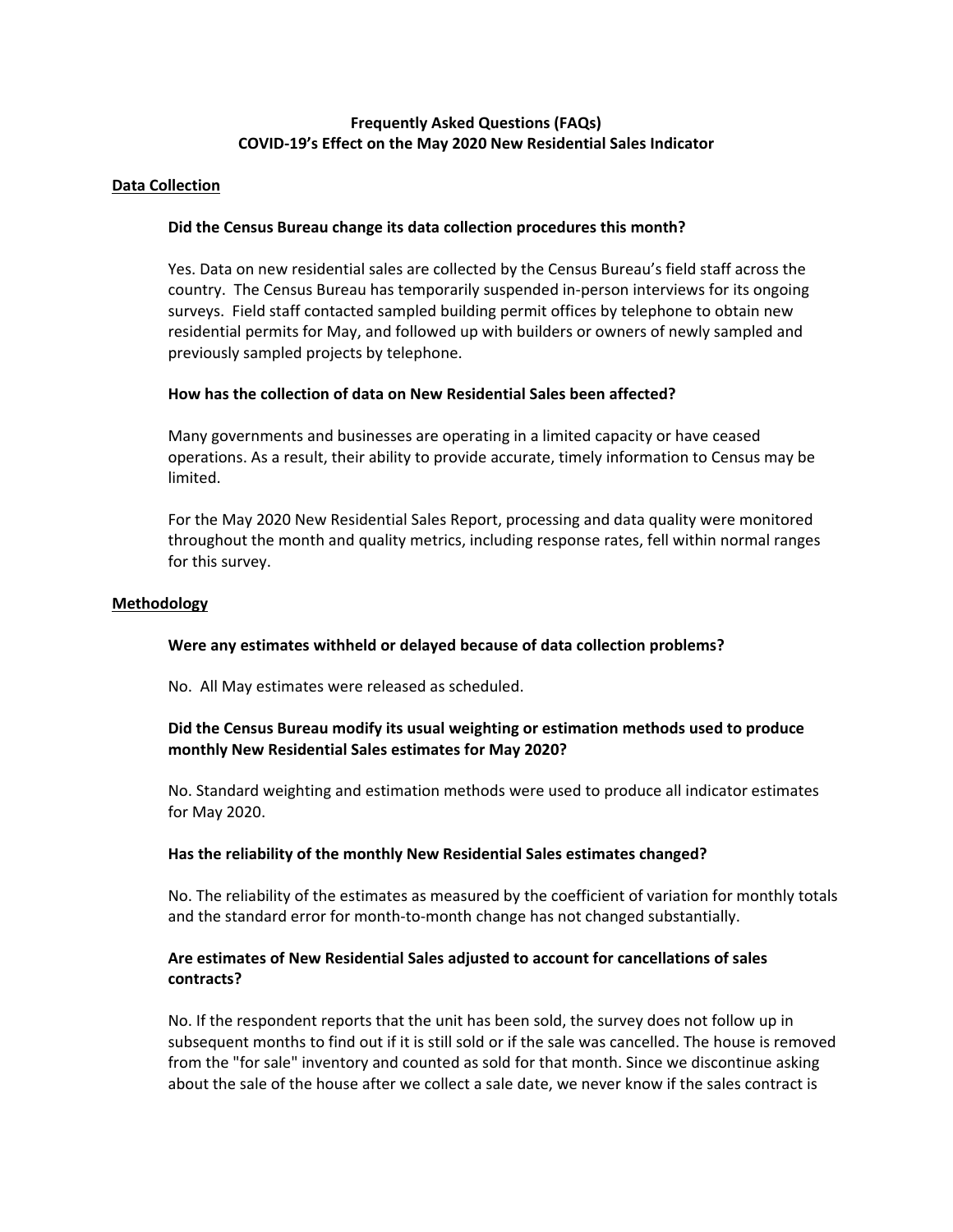# Frequently Asked Questions (FAQs)
# COVID-19's Effect on the May 2020 New Residential Sales Indicator

## Data Collection

### Did the Census Bureau change its data collection procedures this month?

Yes. Data on new residential sales are collected by the Census Bureau's field staff across the country. The Census Bureau has temporarily suspended in-person interviews for its ongoing surveys. Field staff contacted sampled building permit offices by telephone to obtain new residential permits for May, and followed up with builders or owners of newly sampled and previously sampled projects by telephone.

### How has the collection of data on New Residential Sales been affected?

Many governments and businesses are operating in a limited capacity or have ceased operations. As a result, their ability to provide accurate, timely information to Census may be limited.

For the May 2020 New Residential Sales Report, processing and data quality were monitored throughout the month and quality metrics, including response rates, fell within normal ranges for this survey.

## Methodology

### Were any estimates withheld or delayed because of data collection problems?

No. All May estimates were released as scheduled.

### Did the Census Bureau modify its usual weighting or estimation methods used to produce monthly New Residential Sales estimates for May 2020?

No. Standard weighting and estimation methods were used to produce all indicator estimates for May 2020.

### Has the reliability of the monthly New Residential Sales estimates changed?

No. The reliability of the estimates as measured by the coefficient of variation for monthly totals and the standard error for month-to-month change has not changed substantially.

### Are estimates of New Residential Sales adjusted to account for cancellations of sales contracts?

No. If the respondent reports that the unit has been sold, the survey does not follow up in subsequent months to find out if it is still sold or if the sale was cancelled. The house is removed from the "for sale" inventory and counted as sold for that month. Since we discontinue asking about the sale of the house after we collect a sale date, we never know if the sales contract is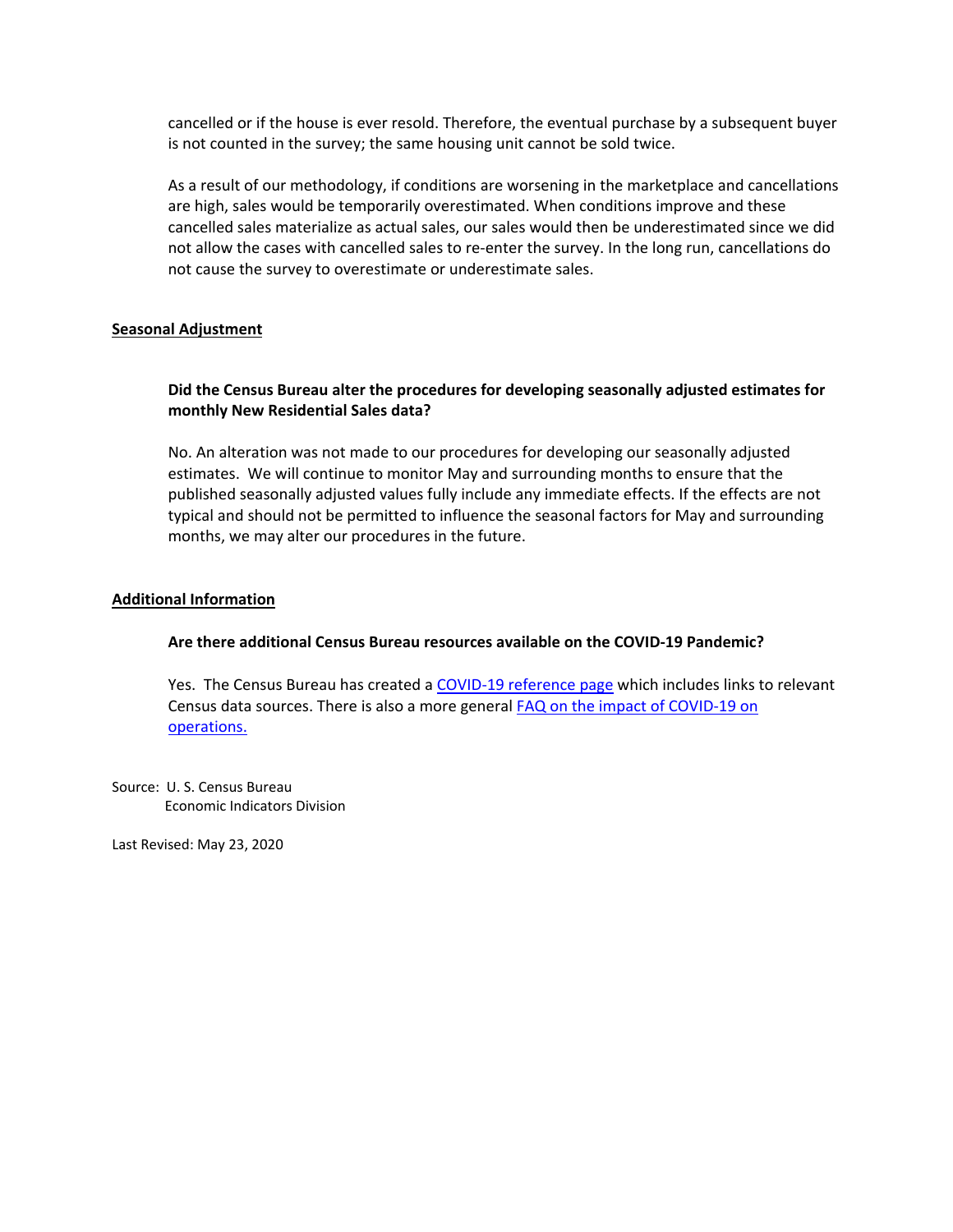cancelled or if the house is ever resold. Therefore, the eventual purchase by a subsequent buyer is not counted in the survey; the same housing unit cannot be sold twice.

As a result of our methodology, if conditions are worsening in the marketplace and cancellations are high, sales would be temporarily overestimated. When conditions improve and these cancelled sales materialize as actual sales, our sales would then be underestimated since we did not allow the cases with cancelled sales to re-enter the survey. In the long run, cancellations do not cause the survey to overestimate or underestimate sales.

## Seasonal Adjustment

**Did the Census Bureau alter the procedures for developing seasonally adjusted estimates for monthly New Residential Sales data?**

No. An alteration was not made to our procedures for developing our seasonally adjusted estimates. We will continue to monitor May and surrounding months to ensure that the published seasonally adjusted values fully include any immediate effects. If the effects are not typical and should not be permitted to influence the seasonal factors for May and surrounding months, we may alter our procedures in the future.

## Additional Information

**Are there additional Census Bureau resources available on the COVID-19 Pandemic?**

Yes. The Census Bureau has created a COVID-19 reference page which includes links to relevant Census data sources. There is also a more general FAQ on the impact of COVID-19 on operations.

Source: U. S. Census Bureau
Economic Indicators Division

Last Revised: May 23, 2020